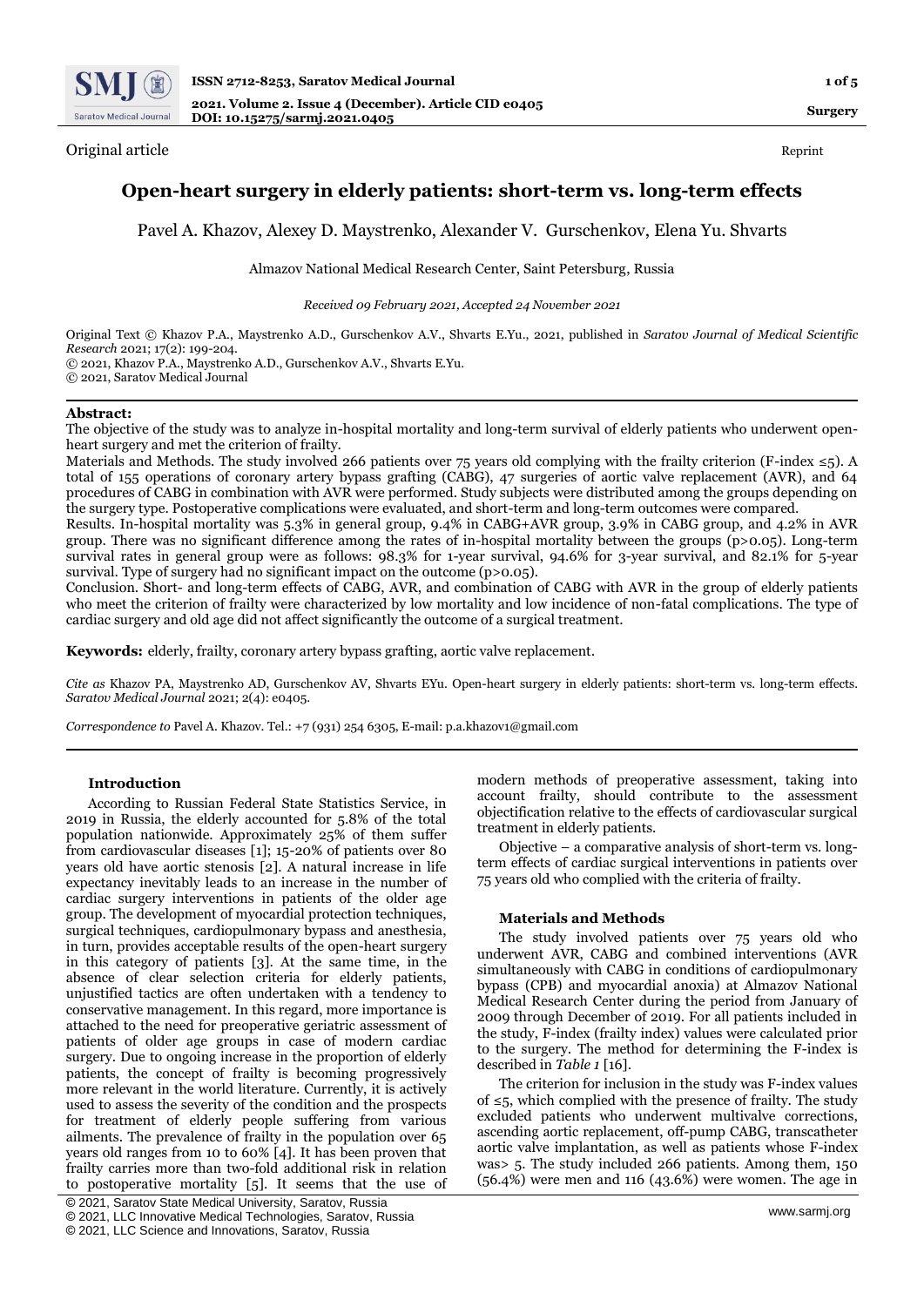Original article

Reprint

# Open-heart surgery in elderly patients: short-term vs. long-term effects

Pavel A. Khazov, Alexey D. Maystrenko, Alexander V. Gurschenkov, Elena Yu. Shvarts

Almazov National Medical Research Center, Saint Petersburg, Russia

*Received 09 February 2021, Accepted 24 November 2021*

Original Text © Khazov P.A., Maystrenko A.D., Gurschenkov A.V., Shvarts E.Yu., 2021, published in *Saratov Journal of Medical Scientific Research* 2021; 17(2): 199-204.
© 2021, Khazov P.A., Maystrenko A.D., Gurschenkov A.V., Shvarts E.Yu.
© 2021, Saratov Medical Journal

**Abstract:**

The objective of the study was to analyze in-hospital mortality and long-term survival of elderly patients who underwent open-heart surgery and met the criterion of frailty.

Materials and Methods. The study involved 266 patients over 75 years old complying with the frailty criterion (F-index ≤5). A total of 155 operations of coronary artery bypass grafting (CABG), 47 surgeries of aortic valve replacement (AVR), and 64 procedures of CABG in combination with AVR were performed. Study subjects were distributed among the groups depending on the surgery type. Postoperative complications were evaluated, and short-term and long-term outcomes were compared.

Results. In-hospital mortality was 5.3% in general group, 9.4% in CABG+AVR group, 3.9% in CABG group, and 4.2% in AVR group. There was no significant difference among the rates of in-hospital mortality between the groups ($p>0.05$). Long-term survival rates in general group were as follows: 98.3% for 1-year survival, 94.6% for 3-year survival, and 82.1% for 5-year survival. Type of surgery had no significant impact on the outcome ($p>0.05$).

Conclusion. Short- and long-term effects of CABG, AVR, and combination of CABG with AVR in the group of elderly patients who meet the criterion of frailty were characterized by low mortality and low incidence of non-fatal complications. The type of cardiac surgery and old age did not affect significantly the outcome of a surgical treatment.

**Keywords:** elderly, frailty, coronary artery bypass grafting, aortic valve replacement.

*Cite as* Khazov PA, Maystrenko AD, Gurschenkov AV, Shvarts EYu. Open-heart surgery in elderly patients: short-term vs. long-term effects. *Saratov Medical Journal* 2021; 2(4): e0405.

*Correspondence to* Pavel A. Khazov. Tel.: +7 (931) 254 6305, E-mail: p.a.khazov1@gmail.com

### Introduction

According to Russian Federal State Statistics Service, in 2019 in Russia, the elderly accounted for 5.8% of the total population nationwide. Approximately 25% of them suffer from cardiovascular diseases [1]; 15-20% of patients over 80 years old have aortic stenosis [2]. A natural increase in life expectancy inevitably leads to an increase in the number of cardiac surgery interventions in patients of the older age group. The development of myocardial protection techniques, surgical techniques, cardiopulmonary bypass and anesthesia, in turn, provides acceptable results of the open-heart surgery in this category of patients [3]. At the same time, in the absence of clear selection criteria for elderly patients, unjustified tactics are often undertaken with a tendency to conservative management. In this regard, more importance is attached to the need for preoperative geriatric assessment of patients of older age groups in case of modern cardiac surgery. Due to ongoing increase in the proportion of elderly patients, the concept of frailty is becoming progressively more relevant in the world literature. Currently, it is actively used to assess the severity of the condition and the prospects for treatment of elderly people suffering from various ailments. The prevalence of frailty in the population over 65 years old ranges from 10 to 60% [4]. It has been proven that frailty carries more than two-fold additional risk in relation to postoperative mortality [5]. It seems that the use of modern methods of preoperative assessment, taking into account frailty, should contribute to the assessment objectification relative to the effects of cardiovascular surgical treatment in elderly patients.

Objective – a comparative analysis of short-term vs. long-term effects of cardiac surgical interventions in patients over 75 years old who complied with the criteria of frailty.

### Materials and Methods

The study involved patients over 75 years old who underwent AVR, CABG and combined interventions (AVR simultaneously with CABG in conditions of cardiopulmonary bypass (CPB) and myocardial anoxia) at Almazov National Medical Research Center during the period from January of 2009 through December of 2019. For all patients included in the study, F-index (frailty index) values were calculated prior to the surgery. The method for determining the F-index is described in *Table 1* [16].

The criterion for inclusion in the study was F-index values of ≤5, which complied with the presence of frailty. The study excluded patients who underwent multivalve corrections, ascending aortic replacement, off-pump CABG, transcatheter aortic valve implantation, as well as patients whose F-index was> 5. The study included 266 patients. Among them, 150 (56.4%) were men and 116 (43.6%) were women. The age in

© 2021, Saratov State Medical University, Saratov, Russia
© 2021, LLC Innovative Medical Technologies, Saratov, Russia
© 2021, LLC Science and Innovations, Saratov, Russia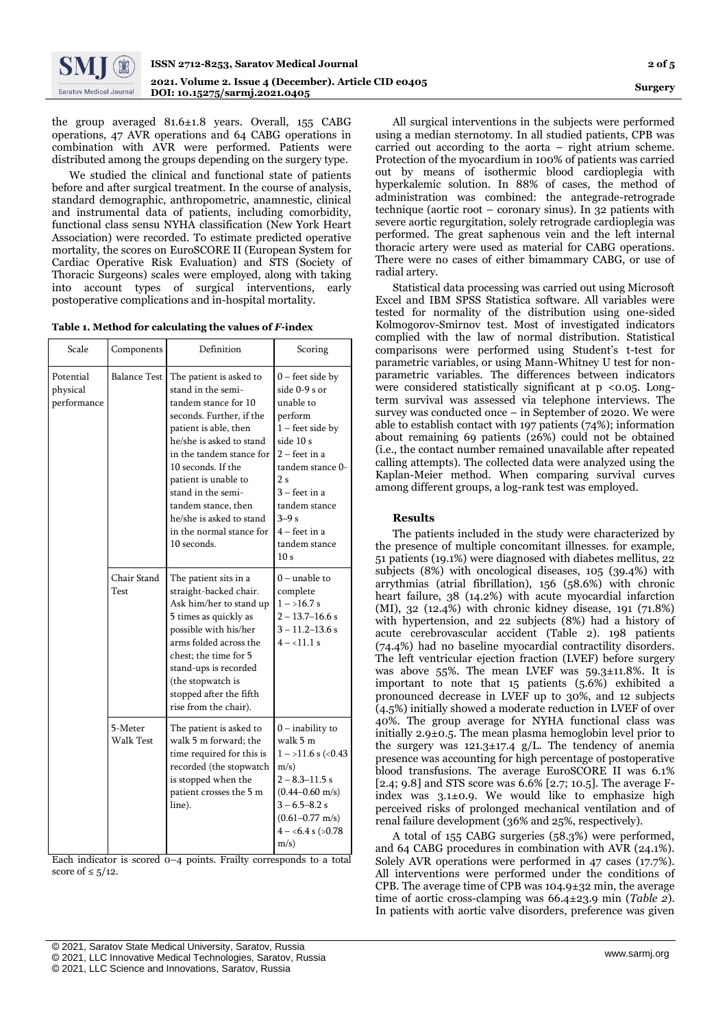the group averaged 81.6±1.8 years. Overall, 155 CABG operations, 47 AVR operations and 64 CABG operations in combination with AVR were performed. Patients were distributed among the groups depending on the surgery type.

We studied the clinical and functional state of patients before and after surgical treatment. In the course of analysis, standard demographic, anthropometric, anamnestic, clinical and instrumental data of patients, including comorbidity, functional class sensu NYHA classification (New York Heart Association) were recorded. To estimate predicted operative mortality, the scores on EuroSCORE II (European System for Cardiac Operative Risk Evaluation) and STS (Society of Thoracic Surgeons) scales were employed, along with taking into account types of surgical interventions, early postoperative complications and in-hospital mortality.

**Table 1. Method for calculating the values of *F*-index**

| Scale | Components | Definition | Scoring |
|---|---|---|---|
| Potential physical performance | Balance Test | The patient is asked to stand in the semi-tandem stance for 10 seconds. Further, if the patient is able, then he/she is asked to stand in the tandem stance for 10 seconds. If the patient is unable to stand in the semi-tandem stance, then he/she is asked to stand in the normal stance for 10 seconds. | 0 – feet side by side 0-9 s or unable to perform<br>1 – feet side by side 10 s<br>2 – feet in a tandem stance 0-2 s<br>3 – feet in a tandem stance 3–9 s<br>4 – feet in a tandem stance 10 s |
| | Chair Stand Test | The patient sits in a straight-backed chair. Ask him/her to stand up 5 times as quickly as possible with his/her arms folded across the chest; the time for 5 stand-ups is recorded (the stopwatch is stopped after the fifth rise from the chair). | 0 – unable to complete<br>1 – >16.7 s<br>2 – 13.7–16.6 s<br>3 – 11.2–13.6 s<br>4 – <11.1 s |
| | 5-Meter Walk Test | The patient is asked to walk 5 m forward; the time required for this is recorded (the stopwatch is stopped when the patient crosses the 5 m line). | 0 – inability to walk 5 m<br>1 – >11.6 s (<0.43 m/s)<br>2 – 8.3–11.5 s (0.44–0.60 m/s)<br>3 – 6.5–8.2 s (0.61–0.77 m/s)<br>4 – <6.4 s (>0.78 m/s) |

Each indicator is scored 0–4 points. Frailty corresponds to a total score of ≤ 5/12.

All surgical interventions in the subjects were performed using a median sternotomy. In all studied patients, CPB was carried out according to the aorta – right atrium scheme. Protection of the myocardium in 100% of patients was carried out by means of isothermic blood cardioplegia with hyperkalemic solution. In 88% of cases, the method of administration was combined: the antegrade-retrograde technique (aortic root – coronary sinus). In 32 patients with severe aortic regurgitation, solely retrograde cardioplegia was performed. The great saphenous vein and the left internal thoracic artery were used as material for CABG operations. There were no cases of either bimammary CABG, or use of radial artery.

Statistical data processing was carried out using Microsoft Excel and IBM SPSS Statistica software. All variables were tested for normality of the distribution using one-sided Kolmogorov-Smirnov test. Most of investigated indicators complied with the law of normal distribution. Statistical comparisons were performed using Student's t-test for parametric variables, or using Mann-Whitney U test for non-parametric variables. The differences between indicators were considered statistically significant at $p < 0.05$. Long-term survival was assessed via telephone interviews. The survey was conducted once – in September of 2020. We were able to establish contact with 197 patients (74%); information about remaining 69 patients (26%) could not be obtained (i.e., the contact number remained unavailable after repeated calling attempts). The collected data were analyzed using the Kaplan-Meier method. When comparing survival curves among different groups, a log-rank test was employed.

### Results

The patients included in the study were characterized by the presence of multiple concomitant illnesses. for example, 51 patients (19.1%) were diagnosed with diabetes mellitus, 22 subjects (8%) with oncological diseases, 105 (39.4%) with arrythmias (atrial fibrillation), 156 (58.6%) with chronic heart failure, 38 (14.2%) with acute myocardial infarction (MI), 32 (12.4%) with chronic kidney disease, 191 (71.8%) with hypertension, and 22 subjects (8%) had a history of acute cerebrovascular accident (Table 2). 198 patients (74.4%) had no baseline myocardial contractility disorders. The left ventricular ejection fraction (LVEF) before surgery was above 55%. The mean LVEF was 59.3±11.8%. It is important to note that 15 patients (5.6%) exhibited a pronounced decrease in LVEF up to 30%, and 12 subjects (4.5%) initially showed a moderate reduction in LVEF of over 40%. The group average for NYHA functional class was initially 2.9±0.5. The mean plasma hemoglobin level prior to the surgery was 121.3±17.4 g/L. The tendency of anemia presence was accounting for high percentage of postoperative blood transfusions. The average EuroSCORE II was 6.1% [2.4; 9.8] and STS score was 6.6% [2.7; 10.5]. The average F-index was 3.1±0.9. We would like to emphasize high perceived risks of prolonged mechanical ventilation and of renal failure development (36% and 25%, respectively).

A total of 155 CABG surgeries (58.3%) were performed, and 64 CABG procedures in combination with AVR (24.1%). Solely AVR operations were performed in 47 cases (17.7%). All interventions were performed under the conditions of CPB. The average time of CPB was 104.9±32 min, the average time of aortic cross-clamping was 66.4±23.9 min (*Table 2*). In patients with aortic valve disorders, preference was given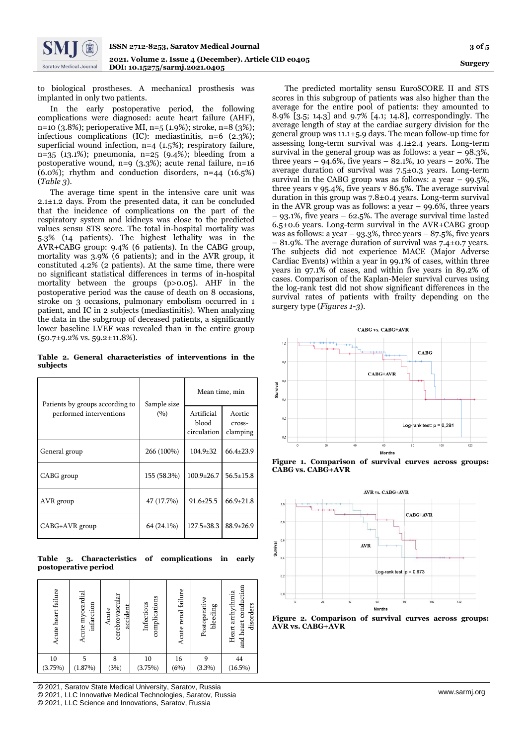to biological prostheses. A mechanical prosthesis was implanted in only two patients.

In the early postoperative period, the following complications were diagnosed: acute heart failure (AHF), n=10 (3.8%); perioperative MI, n=5 (1.9%); stroke, n=8 (3%); infectious complications (IC): mediastinitis, n=6 (2.3%); superficial wound infection, n=4 (1.5%); respiratory failure, n=35 (13.1%); pneumonia, n=25 (9.4%); bleeding from a postoperative wound, n=9 (3.3%); acute renal failure, n=16 (6.0%); rhythm and conduction disorders, n=44 (16.5%) (*Table 3*).

The average time spent in the intensive care unit was 2.1±1.2 days. From the presented data, it can be concluded that the incidence of complications on the part of the respiratory system and kidneys was close to the predicted values sensu STS score. The total in-hospital mortality was 5.3% (14 patients). The highest lethality was in the AVR+CABG group: 9.4% (6 patients). In the CABG group, mortality was 3.9% (6 patients); and in the AVR group, it constituted 4.2% (2 patients). At the same time, there were no significant statistical differences in terms of in-hospital mortality between the groups (p>0.05). AHF in the postoperative period was the cause of death on 8 occasions, stroke on 3 occasions, pulmonary embolism occurred in 1 patient, and IC in 2 subjects (mediastinitis). When analyzing the data in the subgroup of deceased patients, a significantly lower baseline LVEF was revealed than in the entire group (50.7±9.2% vs. 59.2±11.8%).

**Table 2. General characteristics of interventions in the subjects**

| Patients by groups according to performed interventions | Sample size (%) | Mean time, min | |
|---|---|---|---|
| | | Artificial blood circulation | Aortic cross-clamping |
| General group | 266 (100%) | 104.9±32 | 66.4±23.9 |
| CABG group | 155 (58.3%) | 100.9±26.7 | 56.5±15.8 |
| AVR group | 47 (17.7%) | 91.6±25.5 | 66.9±21.8 |
| CABG+AVR group | 64 (24.1%) | 127.5±38.3 | 88.9±26.9 |

**Table 3. Characteristics of complications in early postoperative period**

| Acute heart failure | Acute myocardial infarction | Acute cerebrovascular accident | Infectious complications | Acute renal failure | Postoperative bleeding | Heart arrhythmia and heart conduction disorders |
|---|---|---|---|---|---|---|
| 10 (3.75%) | 5 (1.87%) | 8 (3%) | 10 (3.75%) | 16 (6%) | 9 (3.3%) | 44 (16.5%) |

The predicted mortality sensu EuroSCORE II and STS scores in this subgroup of patients was also higher than the average for the entire pool of patients: they amounted to 8.9% [3.5; 14.3] and 9.7% [4.1; 14.8], correspondingly. The average length of stay at the cardiac surgery division for the general group was 11.1±5.9 days. The mean follow-up time for assessing long-term survival was 4.1±2.4 years. Long-term survival in the general group was as follows: a year – 98.3%, three years – 94.6%, five years – 82.1%, 10 years – 20%. The average duration of survival was 7.5±0.3 years. Long-term survival in the CABG group was as follows: a year – 99.5%, three years v 95.4%, five years v 86.5%. The average survival duration in this group was 7.8±0.4 years. Long-term survival in the AVR group was as follows: a year – 99.6%, three years – 93.1%, five years – 62.5%. The average survival time lasted 6.5±0.6 years. Long-term survival in the AVR+CABG group was as follows: a year – 93.3%, three years – 87.5%, five years – 81.9%. The average duration of survival was 7.4±0.7 years. The subjects did not experience MACE (Major Adverse Cardiac Events) within a year in 99.1% of cases, within three years in 97.1% of cases, and within five years in 89.2% of cases. Comparison of the Kaplan-Meier survival curves using the log-rank test did not show significant differences in the survival rates of patients with frailty depending on the surgery type (*Figures 1-3*).

**Figure 1. Comparison of survival curves across groups: CABG vs. CABG+AVR**

**Figure 2. Comparison of survival curves across groups: AVR vs. CABG+AVR**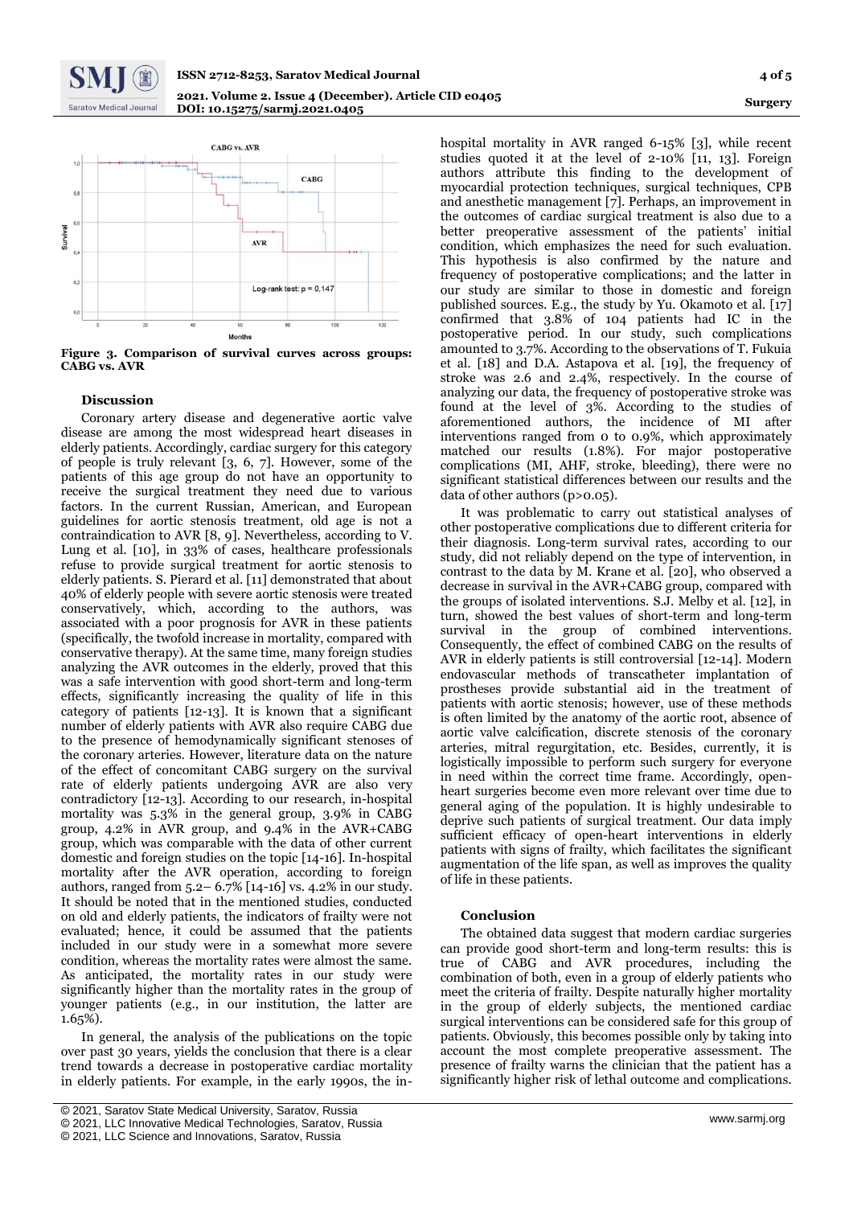Figure 3. Comparison of survival curves across groups: CABG vs. AVR

## Discussion

Coronary artery disease and degenerative aortic valve disease are among the most widespread heart diseases in elderly patients. Accordingly, cardiac surgery for this category of people is truly relevant [3, 6, 7]. However, some of the patients of this age group do not have an opportunity to receive the surgical treatment they need due to various factors. In the current Russian, American, and European guidelines for aortic stenosis treatment, old age is not a contraindication to AVR [8, 9]. Nevertheless, according to V. Lung et al. [10], in 33% of cases, healthcare professionals refuse to provide surgical treatment for aortic stenosis to elderly patients. S. Pierard et al. [11] demonstrated that about 40% of elderly people with severe aortic stenosis were treated conservatively, which, according to the authors, was associated with a poor prognosis for AVR in these patients (specifically, the twofold increase in mortality, compared with conservative therapy). At the same time, many foreign studies analyzing the AVR outcomes in the elderly, proved that this was a safe intervention with good short-term and long-term effects, significantly increasing the quality of life in this category of patients [12-13]. It is known that a significant number of elderly patients with AVR also require CABG due to the presence of hemodynamically significant stenoses of the coronary arteries. However, literature data on the nature of the effect of concomitant CABG surgery on the survival rate of elderly patients undergoing AVR are also very contradictory [12-13]. According to our research, in-hospital mortality was 5.3% in the general group, 3.9% in CABG group, 4.2% in AVR group, and 9.4% in the AVR+CABG group, which was comparable with the data of other current domestic and foreign studies on the topic [14-16]. In-hospital mortality after the AVR operation, according to foreign authors, ranged from 5.2– 6.7% [14-16] vs. 4.2% in our study. It should be noted that in the mentioned studies, conducted on old and elderly patients, the indicators of frailty were not evaluated; hence, it could be assumed that the patients included in our study were in a somewhat more severe condition, whereas the mortality rates were almost the same. As anticipated, the mortality rates in our study were significantly higher than the mortality rates in the group of younger patients (e.g., in our institution, the latter are 1.65%).

In general, the analysis of the publications on the topic over past 30 years, yields the conclusion that there is a clear trend towards a decrease in postoperative cardiac mortality in elderly patients. For example, in the early 1990s, the in-hospital mortality in AVR ranged 6-15% [3], while recent studies quoted it at the level of 2-10% [11, 13]. Foreign authors attribute this finding to the development of myocardial protection techniques, surgical techniques, CPB and anesthetic management [7]. Perhaps, an improvement in the outcomes of cardiac surgical treatment is also due to a better preoperative assessment of the patients' initial condition, which emphasizes the need for such evaluation. This hypothesis is also confirmed by the nature and frequency of postoperative complications; and the latter in our study are similar to those in domestic and foreign published sources. E.g., the study by Yu. Okamoto et al. [17] confirmed that 3.8% of 104 patients had IC in the postoperative period. In our study, such complications amounted to 3.7%. According to the observations of T. Fukuia et al. [18] and D.A. Astapova et al. [19], the frequency of stroke was 2.6 and 2.4%, respectively. In the course of analyzing our data, the frequency of postoperative stroke was found at the level of 3%. According to the studies of aforementioned authors, the incidence of MI after interventions ranged from 0 to 0.9%, which approximately matched our results (1.8%). For major postoperative complications (MI, AHF, stroke, bleeding), there were no significant statistical differences between our results and the data of other authors ($p>0.05$).

It was problematic to carry out statistical analyses of other postoperative complications due to different criteria for their diagnosis. Long-term survival rates, according to our study, did not reliably depend on the type of intervention, in contrast to the data by M. Krane et al. [20], who observed a decrease in survival in the AVR+CABG group, compared with the groups of isolated interventions. S.J. Melby et al. [12], in turn, showed the best values of short-term and long-term survival in the group of combined interventions. Consequently, the effect of combined CABG on the results of AVR in elderly patients is still controversial [12-14]. Modern endovascular methods of transcatheter implantation of prostheses provide substantial aid in the treatment of patients with aortic stenosis; however, use of these methods is often limited by the anatomy of the aortic root, absence of aortic valve calcification, discrete stenosis of the coronary arteries, mitral regurgitation, etc. Besides, currently, it is logistically impossible to perform such surgery for everyone in need within the correct time frame. Accordingly, open-heart surgeries become even more relevant over time due to general aging of the population. It is highly undesirable to deprive such patients of surgical treatment. Our data imply sufficient efficacy of open-heart interventions in elderly patients with signs of frailty, which facilitates the significant augmentation of the life span, as well as improves the quality of life in these patients.

## Conclusion

The obtained data suggest that modern cardiac surgeries can provide good short-term and long-term results: this is true of CABG and AVR procedures, including the combination of both, even in a group of elderly patients who meet the criteria of frailty. Despite naturally higher mortality in the group of elderly subjects, the mentioned cardiac surgical interventions can be considered safe for this group of patients. Obviously, this becomes possible only by taking into account the most complete preoperative assessment. The presence of frailty warns the clinician that the patient has a significantly higher risk of lethal outcome and complications.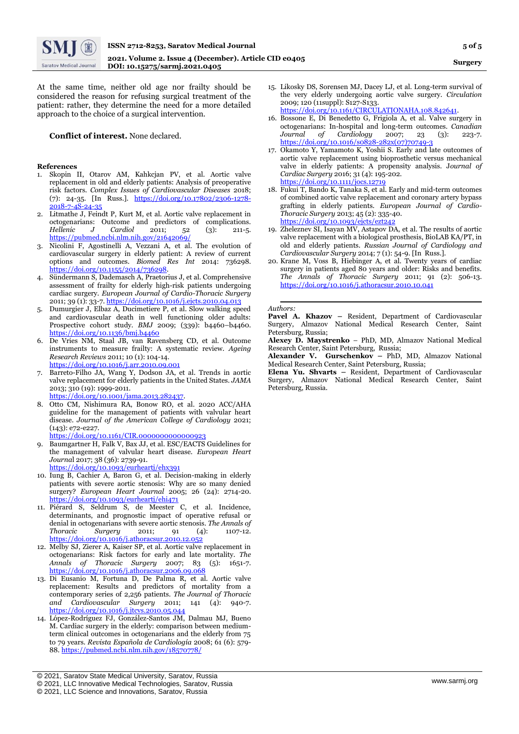At the same time, neither old age nor frailty should be considered the reason for refusing surgical treatment of the patient: rather, they determine the need for a more detailed approach to the choice of a surgical intervention.

**Conflict of interest.** None declared.

**References**

1. Skopin II, Otarov AM, Kahkcjan PV, et al. Aortic valve replacement in old and elderly patients: Analysis of preoperative risk factors. *Complex Issues of Cardiovascular Diseases* 2018; (7): 24-35. [In Russ.]. https://doi.org/10.17802/2306-1278-2018-7-4S-24-35
2. Litmathe J, Feindt P, Kurt M, et al. Aortic valve replacement in octogenarians: Outcome and predictors of complications. *Hellenic J Cardiol* 2011; 52 (3): 211-5. https://pubmed.ncbi.nlm.nih.gov/21642069/
3. Nicolini F, Agostinelli A, Vezzani A, et al. The evolution of cardiovascular surgery in elderly patient: A review of current options and outcomes. *Biomed Res Int* 2014: 736298. https://doi.org/10.1155/2014/736298.
4. Sündermann S, Dademasch A, Praetorius J, et al. Comprehensive assessment of frailty for elderly high-risk patients undergoing cardiac surgery. *European Journal of Cardio-Thoracic Surgery* 2011; 39 (1): 33-7. https://doi.org/10.1016/j.ejcts.2010.04.013
5. Dumurgier J, Elbaz A, Ducimetiere P, et al. Slow walking speed and cardiovascular death in well functioning older adults: Prospective cohort study. *BMJ* 2009; (339): b4460–b4460. https://doi.org/10.1136/bmj.b4460
6. De Vries NM, Staal JB, van Ravensberg CD, et al. Outcome instruments to measure frailty: A systematic review. *Ageing Research Reviews* 2011; 10 (1): 104-14. https://doi.org/10.1016/j.arr.2010.09.001
7. Barreto-Filho JA, Wang Y, Dodson JA, et al. Trends in aortic valve replacement for elderly patients in the United States. *JAMA* 2013; 310 (19): 1999-2011. https://doi.org/10.1001/jama.2013.282437.
8. Otto CM, Nishimura RA, Bonow RO, et al. 2020 ACC/AHA guideline for the management of patients with valvular heart disease. *Journal of the American College of Cardiology* 2021; (143): e72-e227. https://doi.org/10.1161/CIR.0000000000000923
9. Baumgartner H, Falk V, Bax JJ, et al. ESC/EACTS Guidelines for the management of valvular heart disease. *European Heart Journal* 2017; 38 (36): 2739-91. https://doi.org/10.1093/eurheartj/ehx391
10. Iung B, Cachier A, Baron G, et al. Decision-making in elderly patients with severe aortic stenosis: Why are so many denied surgery? *European Heart Journal* 2005; 26 (24): 2714-20. https://doi.org/10.1093/eurheartj/ehi471
11. Piérard S, Seldrum S, de Meester C, et al. Incidence, determinants, and prognostic impact of operative refusal or denial in octogenarians with severe aortic stenosis. *The Annals of Thoracic Surgery* 2011; 91 (4): 1107-12. https://doi.org/10.1016/j.athoracsur.2010.12.052
12. Melby SJ, Zierer A, Kaiser SP, et al. Aortic valve replacement in octogenarians: Risk factors for early and late mortality. *The Annals of Thoracic Surgery* 2007; 83 (5): 1651-7. https://doi.org/10.1016/j.athoracsur.2006.09.068
13. Di Eusanio M, Fortuna D, De Palma R, et al. Aortic valve replacement: Results and predictors of mortality from a contemporary series of 2,256 patients. *The Journal of Thoracic and Cardiovascular Surgery* 2011; 141 (4): 940-7. https://doi.org/10.1016/j.jtcvs.2010.05.044
14. López-Rodríguez FJ, González-Santos JM, Dalmau MJ, Bueno M. Cardiac surgery in the elderly: comparison between medium-term clinical outcomes in octogenarians and the elderly from 75 to 79 years. *Revista Española de Cardiología* 2008; 61 (6): 579-88. https://pubmed.ncbi.nlm.nih.gov/18570778/
15. Likosky DS, Sorensen MJ, Dacey LJ, et al. Long-term survival of the very elderly undergoing aortic valve surgery. *Circulation* 2009; 120 (11suppl): S127-S133. https://doi.org/10.1161/CIRCULATIONAHA.108.842641.
16. Bossone E, Di Benedetto G, Frigiola A, et al. Valve surgery in octogenarians: In-hospital and long-term outcomes. *Canadian Journal of Cardiology* 2007; 23 (3): 223-7. https://doi.org/10.1016/s0828-282x(07)70749-3
17. Okamoto Y, Yamamoto K, Yoshii S. Early and late outcomes of aortic valve replacement using bioprosthetic versus mechanical valve in elderly patients: A propensity analysis. *Journal of Cardiac Surgery* 2016; 31 (4): 195-202. https://doi.org/10.1111/jocs.12719
18. Fukui T, Bando K, Tanaka S, et al. Early and mid-term outcomes of combined aortic valve replacement and coronary artery bypass grafting in elderly patients. *European Journal of Cardio-Thoracic Surgery* 2013; 45 (2): 335-40. https://doi.org/10.1093/ejcts/ezt242
19. Zheleznev SI, Isayan MV, Astapov DA, et al. The results of aortic valve replacement with a biological prosthesis, BioLAB KA/PT, in old and elderly patients. *Russian Journal of Cardiology and Cardiovascular Surgery* 2014; 7 (1): 54-9. [In Russ.].
20. Krane M, Voss B, Hiebinger A, et al. Twenty years of cardiac surgery in patients aged 80 years and older: Risks and benefits. *The Annals of Thoracic Surgery* 2011; 91 (2): 506-13. https://doi.org/10.1016/j.athoracsur.2010.10.041

*Authors:*

**Pavel A. Khazov** – Resident, Department of Cardiovascular Surgery, Almazov National Medical Research Center, Saint Petersburg, Russia;
**Alexey D. Maystrenko** – PhD, MD, Almazov National Medical Research Center, Saint Petersburg, Russia;
**Alexander V. Gurschenkov** – PhD, MD, Almazov National Medical Research Center, Saint Petersburg, Russia;
**Elena Yu. Shvarts** – Resident, Department of Cardiovascular Surgery, Almazov National Medical Research Center, Saint Petersburg, Russia.